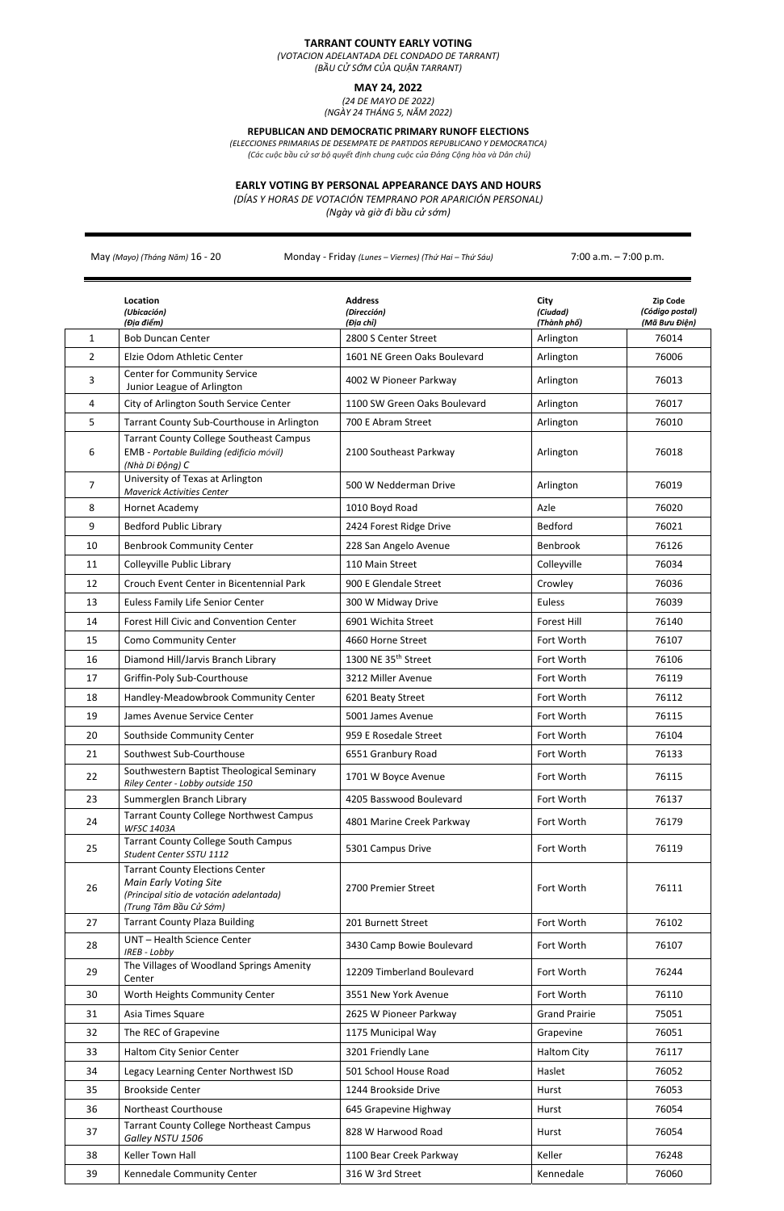**TARRANT COUNTY EARLY VOTING**
*(VOTACION ADELANTADA DEL CONDADO DE TARRANT)*
*(BẦU CỬ SỚM CỦA QUẬN TARRANT)*

**MAY 24, 2022**
*(24 DE MAYO DE 2022)*
*(NGÀY 24 THÁNG 5, NĂM 2022)*

**REPUBLICAN AND DEMOCRATIC PRIMARY RUNOFF ELECTIONS**
*(ELECCIONES PRIMARIAS DE DESEMPATE DE PARTIDOS REPUBLICANO Y DEMOCRATICA)*
*(Các cuộc bầu cử sơ bộ quyết định chung cuộc của Đảng Cộng hòa và Dân chủ)*

**EARLY VOTING BY PERSONAL APPEARANCE DAYS AND HOURS**
*(DÍAS Y HORAS DE VOTACIÓN TEMPRANO POR APARICIÓN PERSONAL)*
*(Ngày và giờ đi bầu cử sớm)*

| May *(Mayo) (Tháng Năm)* 16 - 20 | Monday - Friday *(Lunes – Viernes) (Thứ Hai – Thứ Sáu)* | 7:00 a.m. – 7:00 p.m. |
|---|---|---|

| | **Location** *(Ubicación) (Địa điểm)* | **Address** *(Dirección) (Địa chỉ)* | **City** *(Ciudad) (Thành phố)* | **Zip Code** *(Código postal) (Mã Bưu Điện)* |
|---|---|---|---|---|
| 1 | Bob Duncan Center | 2800 S Center Street | Arlington | 76014 |
| 2 | Elzie Odom Athletic Center | 1601 NE Green Oaks Boulevard | Arlington | 76006 |
| 3 | Center for Community Service Junior League of Arlington | 4002 W Pioneer Parkway | Arlington | 76013 |
| 4 | City of Arlington South Service Center | 1100 SW Green Oaks Boulevard | Arlington | 76017 |
| 5 | Tarrant County Sub-Courthouse in Arlington | 700 E Abram Street | Arlington | 76010 |
| 6 | Tarrant County College Southeast Campus EMB - *Portable Building (edificio móvil) (Nhà Di Động) C* | 2100 Southeast Parkway | Arlington | 76018 |
| 7 | University of Texas at Arlington *Maverick Activities Center* | 500 W Nedderman Drive | Arlington | 76019 |
| 8 | Hornet Academy | 1010 Boyd Road | Azle | 76020 |
| 9 | Bedford Public Library | 2424 Forest Ridge Drive | Bedford | 76021 |
| 10 | Benbrook Community Center | 228 San Angelo Avenue | Benbrook | 76126 |
| 11 | Colleyville Public Library | 110 Main Street | Colleyville | 76034 |
| 12 | Crouch Event Center in Bicentennial Park | 900 E Glendale Street | Crowley | 76036 |
| 13 | Euless Family Life Senior Center | 300 W Midway Drive | Euless | 76039 |
| 14 | Forest Hill Civic and Convention Center | 6901 Wichita Street | Forest Hill | 76140 |
| 15 | Como Community Center | 4660 Horne Street | Fort Worth | 76107 |
| 16 | Diamond Hill/Jarvis Branch Library | 1300 NE 35th Street | Fort Worth | 76106 |
| 17 | Griffin-Poly Sub-Courthouse | 3212 Miller Avenue | Fort Worth | 76119 |
| 18 | Handley-Meadowbrook Community Center | 6201 Beaty Street | Fort Worth | 76112 |
| 19 | James Avenue Service Center | 5001 James Avenue | Fort Worth | 76115 |
| 20 | Southside Community Center | 959 E Rosedale Street | Fort Worth | 76104 |
| 21 | Southwest Sub-Courthouse | 6551 Granbury Road | Fort Worth | 76133 |
| 22 | Southwestern Baptist Theological Seminary *Riley Center - Lobby outside 150* | 1701 W Boyce Avenue | Fort Worth | 76115 |
| 23 | Summerglen Branch Library | 4205 Basswood Boulevard | Fort Worth | 76137 |
| 24 | Tarrant County College Northwest Campus *WFSC 1403A* | 4801 Marine Creek Parkway | Fort Worth | 76179 |
| 25 | Tarrant County College South Campus *Student Center SSTU 1112* | 5301 Campus Drive | Fort Worth | 76119 |
| 26 | Tarrant County Elections Center *Main Early Voting Site (Principal sitio de votación adelantada) (Trung Tâm Bầu Cử Sớm)* | 2700 Premier Street | Fort Worth | 76111 |
| 27 | Tarrant County Plaza Building | 201 Burnett Street | Fort Worth | 76102 |
| 28 | UNT – Health Science Center *IREB - Lobby* | 3430 Camp Bowie Boulevard | Fort Worth | 76107 |
| 29 | The Villages of Woodland Springs Amenity Center | 12209 Timberland Boulevard | Fort Worth | 76244 |
| 30 | Worth Heights Community Center | 3551 New York Avenue | Fort Worth | 76110 |
| 31 | Asia Times Square | 2625 W Pioneer Parkway | Grand Prairie | 75051 |
| 32 | The REC of Grapevine | 1175 Municipal Way | Grapevine | 76051 |
| 33 | Haltom City Senior Center | 3201 Friendly Lane | Haltom City | 76117 |
| 34 | Legacy Learning Center Northwest ISD | 501 School House Road | Haslet | 76052 |
| 35 | Brookside Center | 1244 Brookside Drive | Hurst | 76053 |
| 36 | Northeast Courthouse | 645 Grapevine Highway | Hurst | 76054 |
| 37 | Tarrant County College Northeast Campus *Galley NSTU 1506* | 828 W Harwood Road | Hurst | 76054 |
| 38 | Keller Town Hall | 1100 Bear Creek Parkway | Keller | 76248 |
| 39 | Kennedale Community Center | 316 W 3rd Street | Kennedale | 76060 |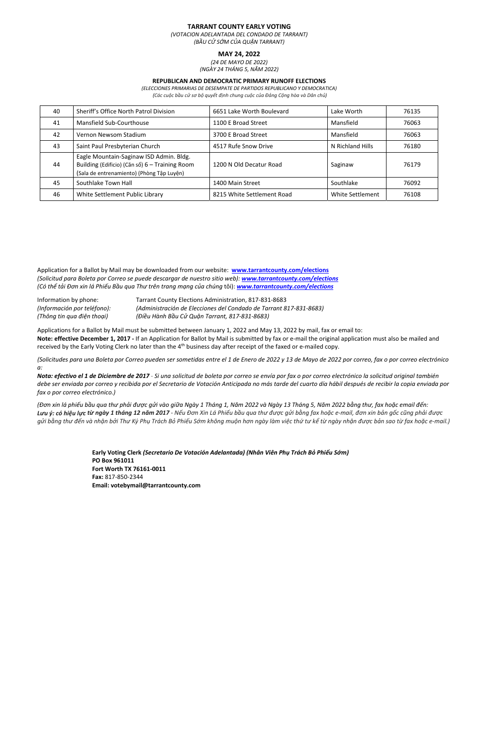**TARRANT COUNTY EARLY VOTING**

*(VOTACION ADELANTADA DEL CONDADO DE TARRANT)*
*(BẦU CỬ SỚM CỦA QUẬN TARRANT)*

**MAY 24, 2022**

*(24 DE MAYO DE 2022)*
*(NGÀY 24 THÁNG 5, NĂM 2022)*

**REPUBLICAN AND DEMOCRATIC PRIMARY RUNOFF ELECTIONS**

*(ELECCIONES PRIMARIAS DE DESEMPATE DE PARTIDOS REPUBLICANO Y DEMOCRATICA)*
*(Các cuộc bầu cử sơ bộ quyết định chung cuộc của Đảng Cộng hòa và Dân chủ)*

| | | | | |
|---|---|---|---|---|
| 40 | Sheriff's Office North Patrol Division | 6651 Lake Worth Boulevard | Lake Worth | 76135 |
| 41 | Mansfield Sub-Courthouse | 1100 E Broad Street | Mansfield | 76063 |
| 42 | Vernon Newsom Stadium | 3700 E Broad Street | Mansfield | 76063 |
| 43 | Saint Paul Presbyterian Church | 4517 Rufe Snow Drive | N Richland Hills | 76180 |
| 44 | Eagle Mountain-Saginaw ISD Admin. Bldg. Building (Edificio) (Căn số) 6 – Training Room (Sala de entrenamiento) (Phòng Tập Luyện) | 1200 N Old Decatur Road | Saginaw | 76179 |
| 45 | Southlake Town Hall | 1400 Main Street | Southlake | 76092 |
| 46 | White Settlement Public Library | 8215 White Settlement Road | White Settlement | 76108 |

Application for a Ballot by Mail may be downloaded from our website: **www.tarrantcounty.com/elections**
*(Solicitud para Boleta por Correo se puede descargar de nuestro sitio web): **www.tarrantcounty.com/elections***
*(Có thể tải Đơn xin lá Phiếu Bầu qua Thư trên trang mạng của chúng tôi): **www.tarrantcounty.com/elections***

Information by phone: Tarrant County Elections Administration, 817-831-8683
*(Información por teléfono): (Administración de Elecciones del Condado de Tarrant 817-831-8683)*
*(Thông tin qua điện thoại) (Điều Hành Bầu Cử Quận Tarrant, 817-831-8683)*

Applications for a Ballot by Mail must be submitted between January 1, 2022 and May 13, 2022 by mail, fax or email to:
**Note: effective December 1, 2017 -** If an Application for Ballot by Mail is submitted by fax or e-mail the original application must also be mailed and received by the Early Voting Clerk no later than the 4th business day after receipt of the faxed or e-mailed copy.

*(Solicitudes para una Boleta por Correo pueden ser sometidas entre el 1 de Enero de 2022 y 13 de Mayo de 2022 por correo, fax o por correo electrónico a:*
***Nota: efectivo el 1 de Diciembre de 2017** - Si una solicitud de boleta por correo se envía por fax o por correo electrónico la solicitud original también debe ser enviada por correo y recibida por el Secretario de Votación Anticipada no más tarde del cuarto día hábil después de recibir la copia enviada por fax o por correo electrónico.)*

*(Đơn xin lá phiếu bầu qua thư phải được gửi vào giữa Ngày 1 Tháng 1, Năm 2022 và Ngày 13 Tháng 5, Năm 2022 bằng thư, fax hoặc email đến:*
***Lưu ý: có hiệu lực từ ngày 1 tháng 12 năm 2017** - Nếu Đơn Xin Lá Phiếu bầu qua thư được gửi bằng fax hoặc e-mail, đơn xin bản gốc cũng phải được gửi bằng thư đến và nhận bởi Thư Ký Phụ Trách Bỏ Phiếu Sớm không muộn hơn ngày làm việc thứ tư kể từ ngày nhận được bản sao từ fax hoặc e-mail.)*

**Early Voting Clerk *(Secretario De Votación Adelantada) (Nhân Viên Phụ Trách Bỏ Phiếu Sớm)***
**PO Box 961011**
**Fort Worth TX 76161-0011**
**Fax:** 817-850-2344
**Email: votebymail@tarrantcounty.com**